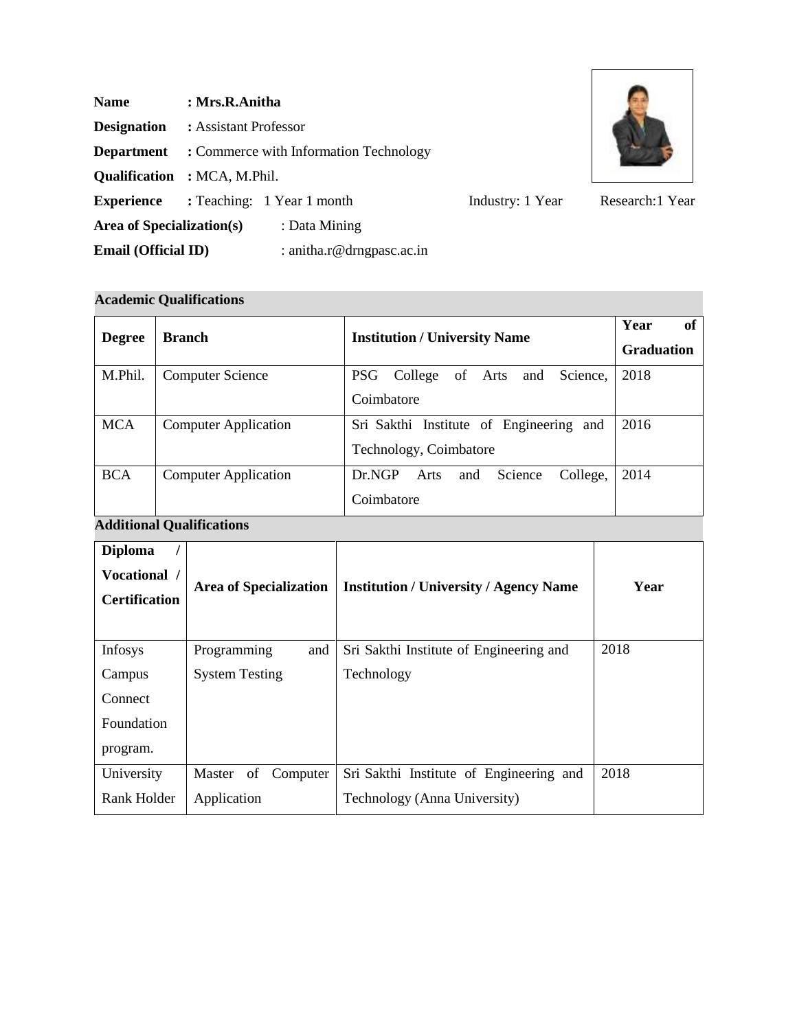**Name** : **Mrs.R.Anitha**

**Designation** : Assistant Professor

**Department** : Commerce with Information Technology

**Qualification** : MCA, M.Phil.

**Experience** : Teaching: 1 Year 1 month  Industry: 1 Year  Research:1 Year

**Area of Specialization(s)** : Data Mining

**Email (Official ID)** : anitha.r@drngpasc.ac.in

**Academic Qualifications**

| **Degree** | **Branch** | **Institution / University Name** | **Year of Graduation** |
|---|---|---|---|
| M.Phil. | Computer Science | PSG College of Arts and Science, Coimbatore | 2018 |
| MCA | Computer Application | Sri Sakthi Institute of Engineering and Technology, Coimbatore | 2016 |
| BCA | Computer Application | Dr.NGP Arts and Science College, Coimbatore | 2014 |

**Additional Qualifications**

| **Diploma / Vocational / Certification** | **Area of Specialization** | **Institution / University / Agency Name** | **Year** |
|---|---|---|---|
| Infosys Campus Connect Foundation program. | Programming and System Testing | Sri Sakthi Institute of Engineering and Technology | 2018 |
| University Rank Holder | Master of Computer Application | Sri Sakthi Institute of Engineering and Technology (Anna University) | 2018 |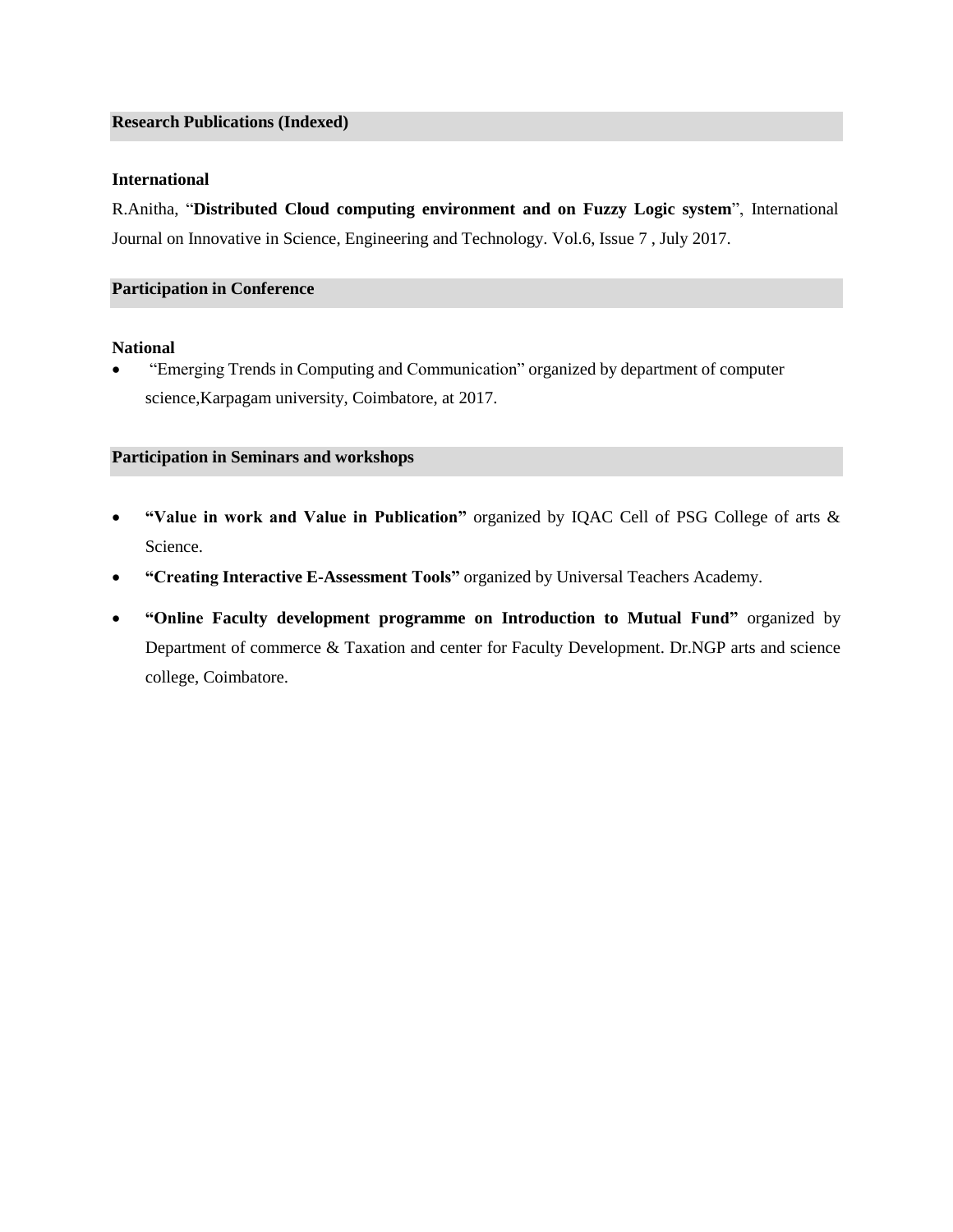## Research Publications (Indexed)

**International**

R.Anitha, "**Distributed Cloud computing environment and on Fuzzy Logic system**", International Journal on Innovative in Science, Engineering and Technology. Vol.6, Issue 7 , July 2017.

## Participation in Conference

**National**

- "Emerging Trends in Computing and Communication" organized by department of computer science,Karpagam university, Coimbatore, at 2017.

## Participation in Seminars and workshops

- **"Value in work and Value in Publication"** organized by IQAC Cell of PSG College of arts & Science.
- **"Creating Interactive E-Assessment Tools"** organized by Universal Teachers Academy.
- **"Online Faculty development programme on Introduction to Mutual Fund"** organized by Department of commerce & Taxation and center for Faculty Development. Dr.NGP arts and science college, Coimbatore.